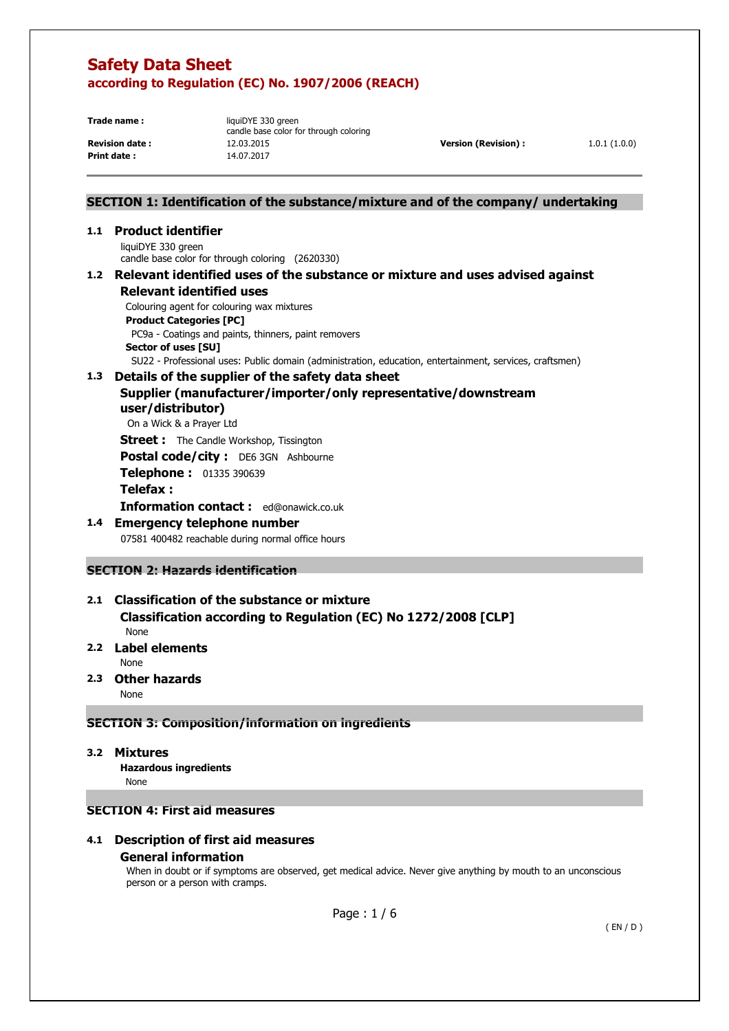# Safety Data Sheet
## according to Regulation (EC) No. 1907/2006 (REACH)

| | | | |
|---|---|---|---|
| **Trade name :** | liquiDYE 330 green<br>candle base color for through coloring | | |
| **Revision date :** | 12.03.2015 | **Version (Revision) :** | 1.0.1 (1.0.0) |
| **Print date :** | 14.07.2017 | | |

## SECTION 1: Identification of the substance/mixture and of the company/ undertaking

### 1.1 Product identifier

liquiDYE 330 green
candle base color for through coloring (2620330)

### 1.2 Relevant identified uses of the substance or mixture and uses advised against

#### Relevant identified uses

Colouring agent for colouring wax mixtures

**Product Categories [PC]**

PC9a - Coatings and paints, thinners, paint removers

**Sector of uses [SU]**

SU22 - Professional uses: Public domain (administration, education, entertainment, services, craftsmen)

### 1.3 Details of the supplier of the safety data sheet

#### Supplier (manufacturer/importer/only representative/downstream user/distributor)

On a Wick & a Prayer Ltd

**Street :** The Candle Workshop, Tissington

**Postal code/city :** DE6 3GN Ashbourne

**Telephone :** 01335 390639

**Telefax :**

**Information contact :** ed@onawick.co.uk

### 1.4 Emergency telephone number

07581 400482 reachable during normal office hours

## SECTION 2: Hazards identification

### 2.1 Classification of the substance or mixture

#### Classification according to Regulation (EC) No 1272/2008 [CLP]

None

### 2.2 Label elements

None

### 2.3 Other hazards

None

## SECTION 3: Composition/information on ingredients

### 3.2 Mixtures

**Hazardous ingredients**

None

## SECTION 4: First aid measures

### 4.1 Description of first aid measures

#### General information

When in doubt or if symptoms are observed, get medical advice. Never give anything by mouth to an unconscious person or a person with cramps.

( EN / D )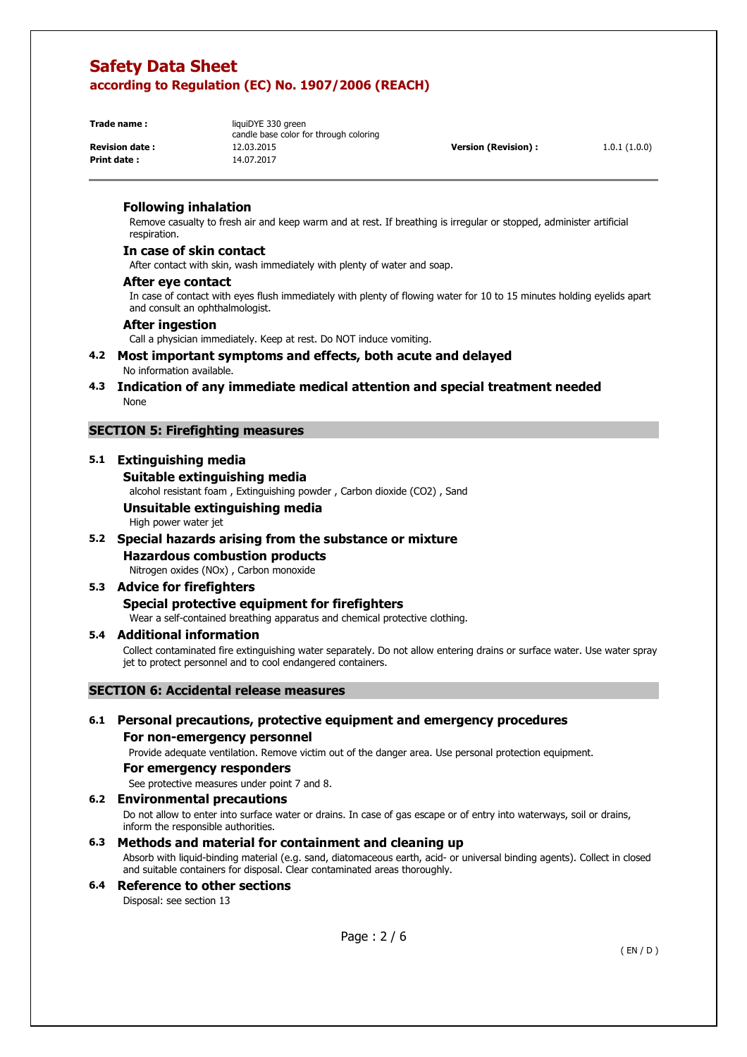#### Following inhalation

Remove casualty to fresh air and keep warm and at rest. If breathing is irregular or stopped, administer artificial respiration.

#### In case of skin contact

After contact with skin, wash immediately with plenty of water and soap.

#### After eye contact

In case of contact with eyes flush immediately with plenty of flowing water for 10 to 15 minutes holding eyelids apart and consult an ophthalmologist.

#### After ingestion

Call a physician immediately. Keep at rest. Do NOT induce vomiting.

### 4.2 Most important symptoms and effects, both acute and delayed

No information available.

### 4.3 Indication of any immediate medical attention and special treatment needed

None

## SECTION 5: Firefighting measures

### 5.1 Extinguishing media

#### Suitable extinguishing media

alcohol resistant foam , Extinguishing powder , Carbon dioxide ($CO_2$) , Sand

#### Unsuitable extinguishing media

High power water jet

### 5.2 Special hazards arising from the substance or mixture

#### Hazardous combustion products

Nitrogen oxides ($NO_x$) , Carbon monoxide

### 5.3 Advice for firefighters

#### Special protective equipment for firefighters

Wear a self-contained breathing apparatus and chemical protective clothing.

### 5.4 Additional information

Collect contaminated fire extinguishing water separately. Do not allow entering drains or surface water. Use water spray jet to protect personnel and to cool endangered containers.

## SECTION 6: Accidental release measures

### 6.1 Personal precautions, protective equipment and emergency procedures

#### For non-emergency personnel

Provide adequate ventilation. Remove victim out of the danger area. Use personal protection equipment.

#### For emergency responders

See protective measures under point 7 and 8.

### 6.2 Environmental precautions

Do not allow to enter into surface water or drains. In case of gas escape or of entry into waterways, soil or drains, inform the responsible authorities.

### 6.3 Methods and material for containment and cleaning up

Absorb with liquid-binding material (e.g. sand, diatomaceous earth, acid- or universal binding agents). Collect in closed and suitable containers for disposal. Clear contaminated areas thoroughly.

### 6.4 Reference to other sections

Disposal: see section 13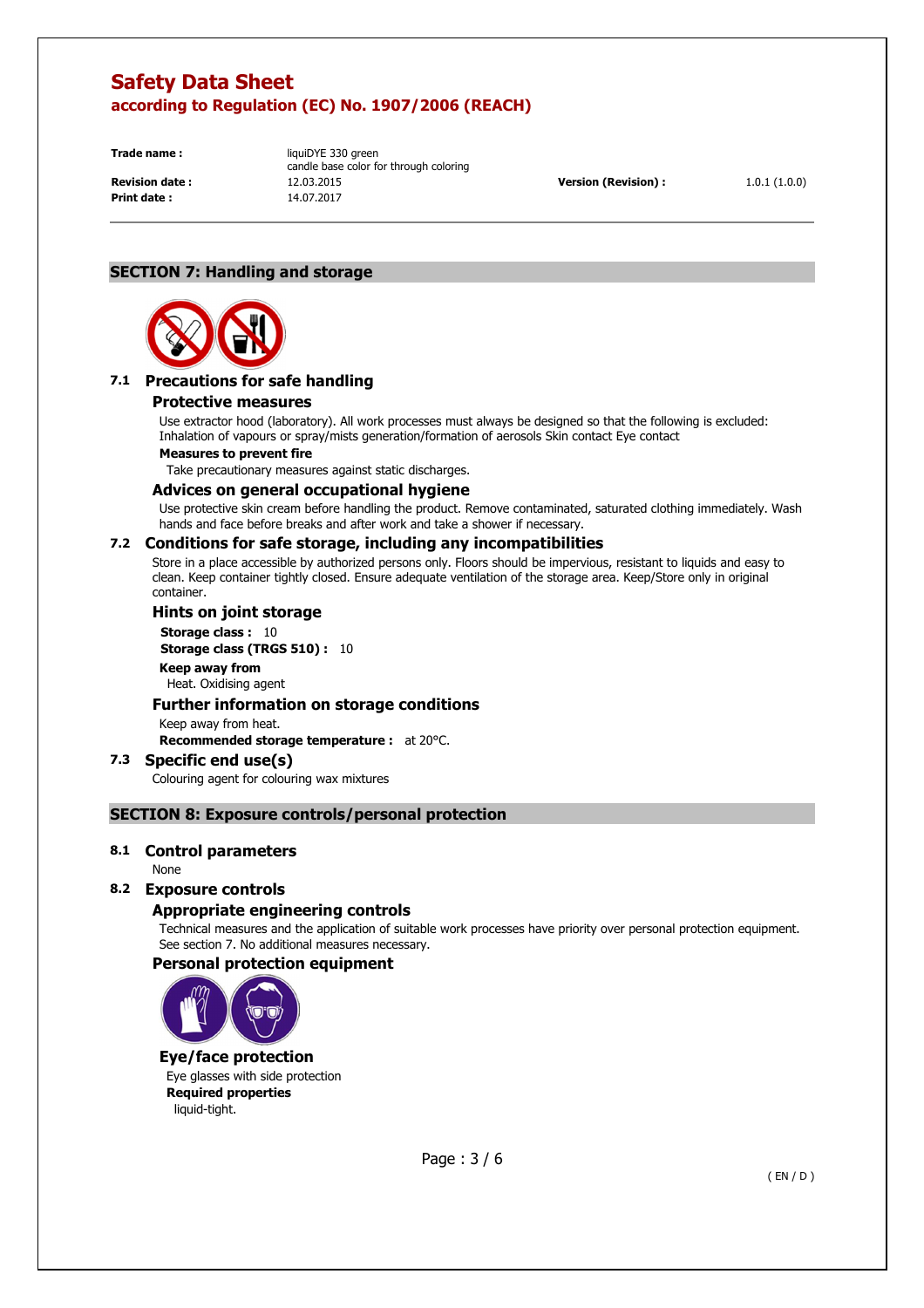# Safety Data Sheet
## according to Regulation (EC) No. 1907/2006 (REACH)

| | | | |
|---|---|---|---|
| **Trade name :** | liquiDYE 330 green<br>candle base color for through coloring | | |
| **Revision date :** | 12.03.2015 | **Version (Revision) :** | 1.0.1 (1.0.0) |
| **Print date :** | 14.07.2017 | | |

## SECTION 7: Handling and storage

### 7.1 Precautions for safe handling

#### Protective measures

Use extractor hood (laboratory). All work processes must always be designed so that the following is excluded: Inhalation of vapours or spray/mists generation/formation of aerosols Skin contact Eye contact

**Measures to prevent fire**

Take precautionary measures against static discharges.

#### Advices on general occupational hygiene

Use protective skin cream before handling the product. Remove contaminated, saturated clothing immediately. Wash hands and face before breaks and after work and take a shower if necessary.

### 7.2 Conditions for safe storage, including any incompatibilities

Store in a place accessible by authorized persons only. Floors should be impervious, resistant to liquids and easy to clean. Keep container tightly closed. Ensure adequate ventilation of the storage area. Keep/Store only in original container.

#### Hints on joint storage

**Storage class :** 10

**Storage class (TRGS 510) :** 10

**Keep away from**

Heat. Oxidising agent

#### Further information on storage conditions

Keep away from heat.

**Recommended storage temperature :** at 20°C.

### 7.3 Specific end use(s)

Colouring agent for colouring wax mixtures

## SECTION 8: Exposure controls/personal protection

### 8.1 Control parameters

None

### 8.2 Exposure controls

#### Appropriate engineering controls

Technical measures and the application of suitable work processes have priority over personal protection equipment. See section 7. No additional measures necessary.

#### Personal protection equipment

**Eye/face protection**

Eye glasses with side protection

**Required properties**

liquid-tight.

( EN / D )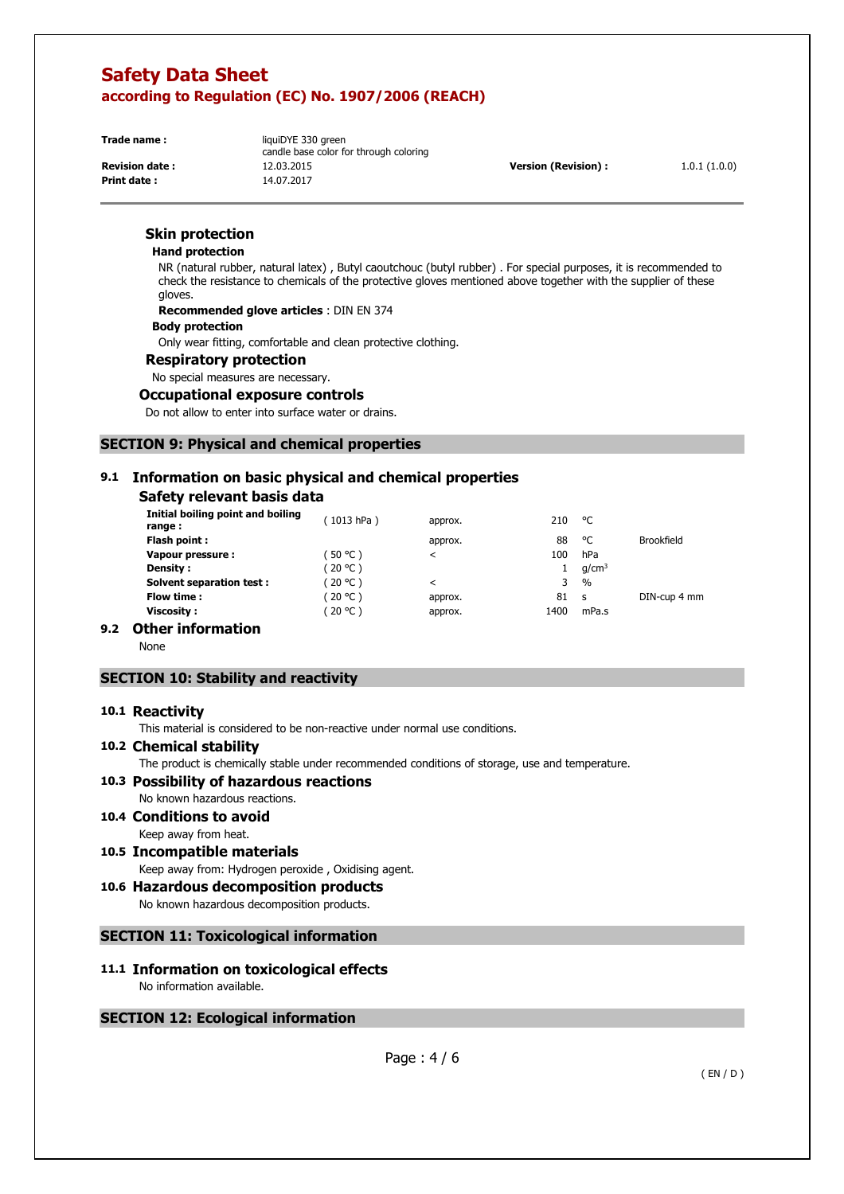### Skin protection

#### Hand protection

NR (natural rubber, natural latex) , Butyl caoutchouc (butyl rubber) . For special purposes, it is recommended to check the resistance to chemicals of the protective gloves mentioned above together with the supplier of these gloves.

**Recommended glove articles** : DIN EN 374

#### Body protection

Only wear fitting, comfortable and clean protective clothing.

### Respiratory protection

No special measures are necessary.

### Occupational exposure controls

Do not allow to enter into surface water or drains.

## SECTION 9: Physical and chemical properties

### 9.1 Information on basic physical and chemical properties

#### Safety relevant basis data

| | | | | | |
|---|---|---|---|---|---|
| **Initial boiling point and boiling range :** | ( 1013 hPa ) | approx. | 210 | °C | |
| **Flash point :** | | approx. | 88 | °C | Brookfield |
| **Vapour pressure :** | ( 50 °C ) | < | 100 | hPa | |
| **Density :** | ( 20 °C ) | | 1 | $g/cm^3$ | |
| **Solvent separation test :** | ( 20 °C ) | < | 3 | % | |
| **Flow time :** | ( 20 °C ) | approx. | 81 | s | DIN-cup 4 mm |
| **Viscosity :** | ( 20 °C ) | approx. | 1400 | mPa.s | |

### 9.2 Other information

None

## SECTION 10: Stability and reactivity

### 10.1 Reactivity

This material is considered to be non-reactive under normal use conditions.

### 10.2 Chemical stability

The product is chemically stable under recommended conditions of storage, use and temperature.

### 10.3 Possibility of hazardous reactions

No known hazardous reactions.

### 10.4 Conditions to avoid

Keep away from heat.

### 10.5 Incompatible materials

Keep away from: Hydrogen peroxide , Oxidising agent.

### 10.6 Hazardous decomposition products

No known hazardous decomposition products.

## SECTION 11: Toxicological information

### 11.1 Information on toxicological effects

No information available.

## SECTION 12: Ecological information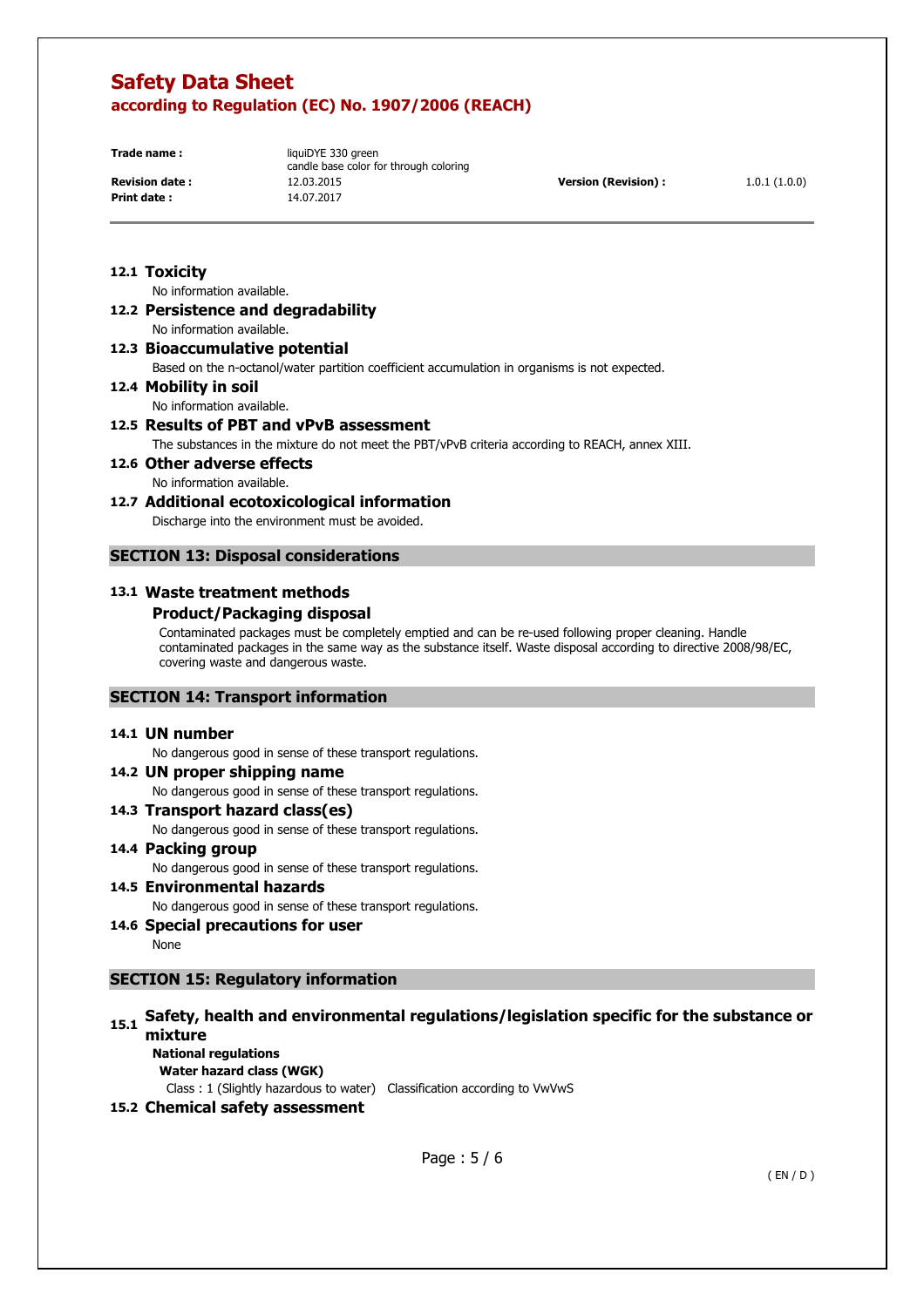### 12.1 Toxicity

No information available.

### 12.2 Persistence and degradability

No information available.

### 12.3 Bioaccumulative potential

Based on the n-octanol/water partition coefficient accumulation in organisms is not expected.

### 12.4 Mobility in soil

No information available.

### 12.5 Results of PBT and vPvB assessment

The substances in the mixture do not meet the PBT/vPvB criteria according to REACH, annex XIII.

### 12.6 Other adverse effects

No information available.

### 12.7 Additional ecotoxicological information

Discharge into the environment must be avoided.

## SECTION 13: Disposal considerations

### 13.1 Waste treatment methods

#### Product/Packaging disposal

Contaminated packages must be completely emptied and can be re-used following proper cleaning. Handle contaminated packages in the same way as the substance itself. Waste disposal according to directive 2008/98/EC, covering waste and dangerous waste.

## SECTION 14: Transport information

### 14.1 UN number

No dangerous good in sense of these transport regulations.

### 14.2 UN proper shipping name

No dangerous good in sense of these transport regulations.

### 14.3 Transport hazard class(es)

No dangerous good in sense of these transport regulations.

### 14.4 Packing group

No dangerous good in sense of these transport regulations.

### 14.5 Environmental hazards

No dangerous good in sense of these transport regulations.

### 14.6 Special precautions for user

None

## SECTION 15: Regulatory information

### 15.1 Safety, health and environmental regulations/legislation specific for the substance or mixture

**National regulations**

**Water hazard class (WGK)**

Class : 1 (Slightly hazardous to water) Classification according to VwVwS

### 15.2 Chemical safety assessment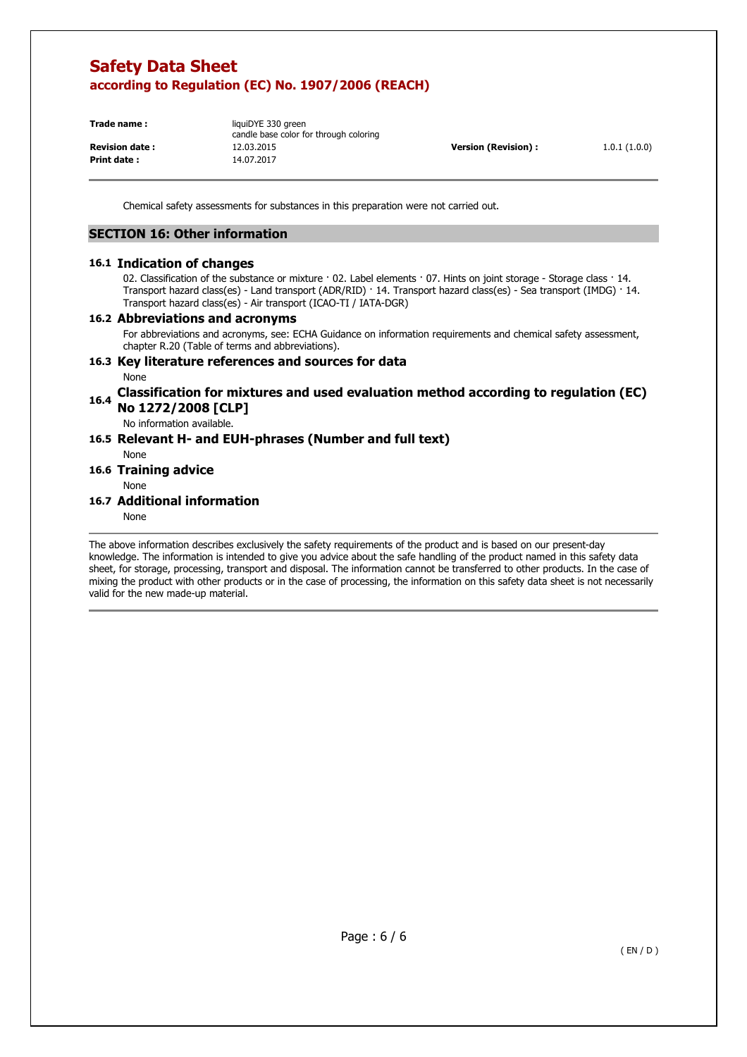Chemical safety assessments for substances in this preparation were not carried out.

## SECTION 16: Other information

### 16.1 Indication of changes

02. Classification of the substance or mixture · 02. Label elements · 07. Hints on joint storage - Storage class · 14. Transport hazard class(es) - Land transport (ADR/RID) · 14. Transport hazard class(es) - Sea transport (IMDG) · 14. Transport hazard class(es) - Air transport (ICAO-TI / IATA-DGR)

### 16.2 Abbreviations and acronyms

For abbreviations and acronyms, see: ECHA Guidance on information requirements and chemical safety assessment, chapter R.20 (Table of terms and abbreviations).

### 16.3 Key literature references and sources for data

None

### 16.4 Classification for mixtures and used evaluation method according to regulation (EC) No 1272/2008 [CLP]

No information available.

### 16.5 Relevant H- and EUH-phrases (Number and full text)

None

### 16.6 Training advice

None

### 16.7 Additional information

None

---

The above information describes exclusively the safety requirements of the product and is based on our present-day knowledge. The information is intended to give you advice about the safe handling of the product named in this safety data sheet, for storage, processing, transport and disposal. The information cannot be transferred to other products. In the case of mixing the product with other products or in the case of processing, the information on this safety data sheet is not necessarily valid for the new made-up material.